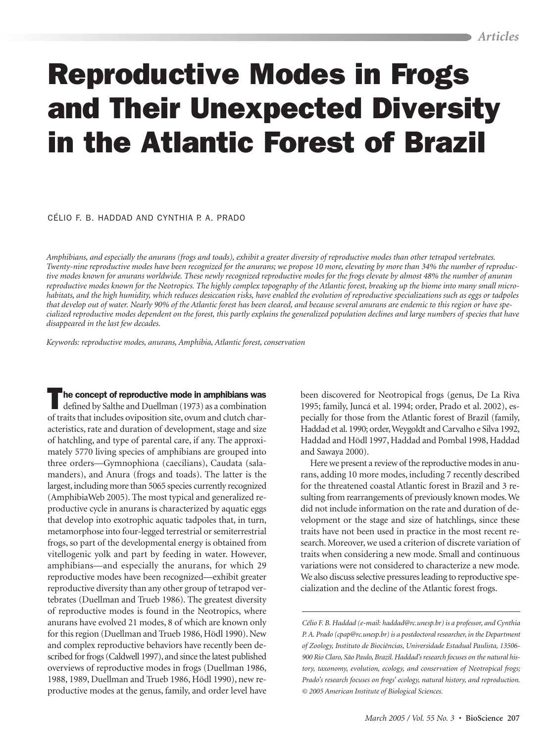# Reproductive Modes in Frogs and Their Unexpected Diversity in the Atlantic Forest of Brazil

CÉLIO F. B. HADDAD AND CYNTHIA P. A. PRADO

*Amphibians, and especially the anurans (frogs and toads), exhibit a greater diversity of reproductive modes than other tetrapod vertebrates. Twenty-nine reproductive modes have been recognized for the anurans; we propose 10 more, elevating by more than 34% the number of reproductive modes known for anurans worldwide. These newly recognized reproductive modes for the frogs elevate by almost 48% the number of anuran reproductive modes known for the Neotropics. The highly complex topography of the Atlantic forest, breaking up the biome into many small microhabitats, and the high humidity, which reduces desiccation risks, have enabled the evolution of reproductive specializations such as eggs or tadpoles that develop out of water. Nearly 90% of the Atlantic forest has been cleared, and because several anurans are endemic to this region or have specialized reproductive modes dependent on the forest, this partly explains the generalized population declines and large numbers of species that have disappeared in the last few decades.*

*Keywords: reproductive modes, anurans, Amphibia, Atlantic forest, conservation*

**The concept of reproductive mode in amphibians was** defined by Salthe and Duellman (1973) as a combination of traits that includes oviposition site, ovum and clutch characteristics, rate and duration of development, stage and size of hatchling, and type of parental care, if any. The approximately 5770 living species of amphibians are grouped into three orders—Gymnophiona (caecilians), Caudata (salamanders), and Anura (frogs and toads). The latter is the largest, including more than 5065 species currently recognized (AmphibiaWeb 2005). The most typical and generalized reproductive cycle in anurans is characterized by aquatic eggs that develop into exotrophic aquatic tadpoles that, in turn, metamorphose into four-legged terrestrial or semiterrestrial frogs, so part of the developmental energy is obtained from vitellogenic yolk and part by feeding in water. However, amphibians—and especially the anurans, for which 29 reproductive modes have been recognized—exhibit greater reproductive diversity than any other group of tetrapod vertebrates (Duellman and Trueb 1986). The greatest diversity of reproductive modes is found in the Neotropics, where anurans have evolved 21 modes, 8 of which are known only for this region (Duellman and Trueb 1986, Hödl 1990). New and complex reproductive behaviors have recently been described for frogs (Caldwell 1997), and since the latest published overviews of reproductive modes in frogs (Duellman 1986, 1988, 1989, Duellman and Trueb 1986, Hödl 1990), new reproductive modes at the genus, family, and order level have been discovered for Neotropical frogs (genus, De La Riva 1995; family, Juncá et al. 1994; order, Prado et al. 2002), especially for those from the Atlantic forest of Brazil (family, Haddad et al. 1990; order, Weygoldt and Carvalho e Silva 1992, Haddad and Hödl 1997, Haddad and Pombal 1998, Haddad and Sawaya 2000).

Here we present a review of the reproductive modes in anurans, adding 10 more modes, including 7 recently described for the threatened coastal Atlantic forest in Brazil and 3 resulting from rearrangements of previously known modes. We did not include information on the rate and duration of development or the stage and size of hatchlings, since these traits have not been used in practice in the most recent research. Moreover, we used a criterion of discrete variation of traits when considering a new mode. Small and continuous variations were not considered to characterize a new mode. We also discuss selective pressures leading to reproductive specialization and the decline of the Atlantic forest frogs.

*Célio F. B. Haddad (e-mail: haddad@rc.unesp.br) is a professor, and Cynthia P. A. Prado (cpap@rc.unesp.br) is a postdoctoral researcher, in the Department of Zoology, Instituto de Biociências, Universidade Estadual Paulista, 13506-900 Rio Claro, São Paulo, Brazil. Haddad's research focuses on the natural history, taxonomy, evolution, ecology, and conservation of Neotropical frogs; Prado's research focuses on frogs' ecology, natural history, and reproduction. © 2005 American Institute of Biological Sciences.*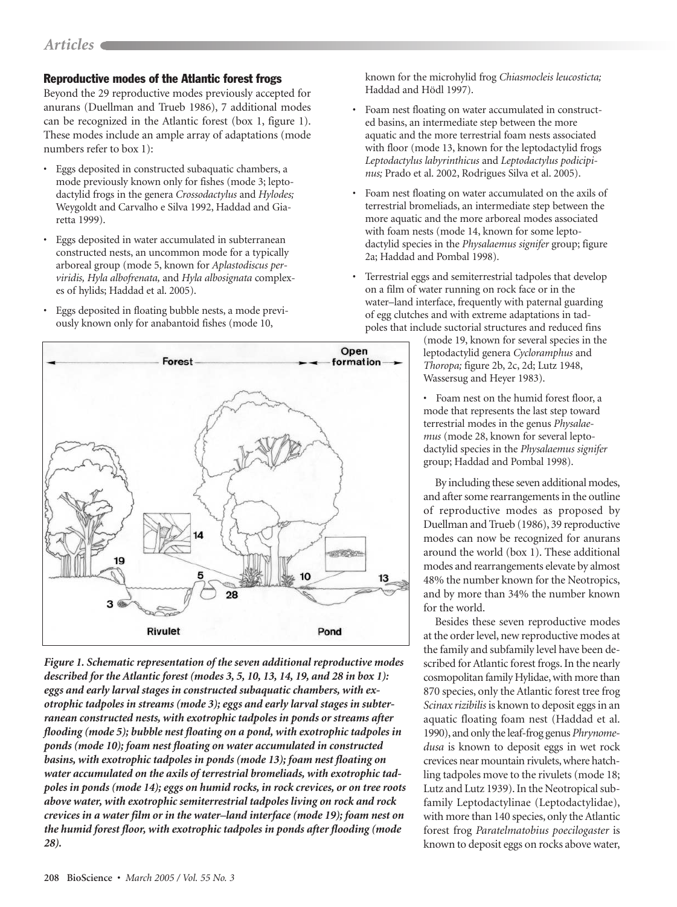## Reproductive modes of the Atlantic forest frogs

Beyond the 29 reproductive modes previously accepted for anurans (Duellman and Trueb 1986), 7 additional modes can be recognized in the Atlantic forest (box 1, figure 1). These modes include an ample array of adaptations (mode numbers refer to box 1):

- Eggs deposited in constructed subaquatic chambers, a mode previously known only for fishes (mode 3; leptodactylid frogs in the genera *Crossodactylus* and *Hylodes;* Weygoldt and Carvalho e Silva 1992, Haddad and Giaretta 1999).
- Eggs deposited in water accumulated in subterranean constructed nests, an uncommon mode for a typically arboreal group (mode 5, known for *Aplastodiscus perviridis, Hyla albofrenata,* and *Hyla albosignata* complexes of hylids; Haddad et al. 2005).
- Eggs deposited in floating bubble nests, a mode previously known only for anabantoid fishes (mode 10, known for the microhylid frog *Chiasmocleis leucosticta;* Haddad and Hödl 1997).
- Foam nest floating on water accumulated in constructed basins, an intermediate step between the more aquatic and the more terrestrial foam nests associated with floor (mode 13, known for the leptodactylid frogs *Leptodactylus labyrinthicus* and *Leptodactylus podicipinus;* Prado et al. 2002, Rodrigues Silva et al. 2005).
- Foam nest floating on water accumulated on the axils of terrestrial bromeliads, an intermediate step between the more aquatic and the more arboreal modes associated with foam nests (mode 14, known for some leptodactylid species in the *Physalaemus signifer* group; figure 2a; Haddad and Pombal 1998).
- Terrestrial eggs and semiterrestrial tadpoles that develop on a film of water running on rock face or in the water–land interface, frequently with paternal guarding of egg clutches and with extreme adaptations in tadpoles that include suctorial structures and reduced fins (mode 19, known for several species in the leptodactylid genera *Cycloramphus* and *Thoropa;* figure 2b, 2c, 2d; Lutz 1948, Wassersug and Heyer 1983).
- Foam nest on the humid forest floor, a mode that represents the last step toward terrestrial modes in the genus *Physalaemus* (mode 28, known for several leptodactylid species in the *Physalaemus signifer* group; Haddad and Pombal 1998).

*Figure 1. Schematic representation of the seven additional reproductive modes described for the Atlantic forest (modes 3, 5, 10, 13, 14, 19, and 28 in box 1): eggs and early larval stages in constructed subaquatic chambers, with exotrophic tadpoles in streams (mode 3); eggs and early larval stages in subterranean constructed nests, with exotrophic tadpoles in ponds or streams after flooding (mode 5); bubble nest floating on a pond, with exotrophic tadpoles in ponds (mode 10); foam nest floating on water accumulated in constructed basins, with exotrophic tadpoles in ponds (mode 13); foam nest floating on water accumulated on the axils of terrestrial bromeliads, with exotrophic tadpoles in ponds (mode 14); eggs on humid rocks, in rock crevices, or on tree roots above water, with exotrophic semiterrestrial tadpoles living on rock and rock crevices in a water film or in the water–land interface (mode 19); foam nest on the humid forest floor, with exotrophic tadpoles in ponds after flooding (mode 28).*

By including these seven additional modes, and after some rearrangements in the outline of reproductive modes as proposed by Duellman and Trueb (1986), 39 reproductive modes can now be recognized for anurans around the world (box 1). These additional modes and rearrangements elevate by almost 48% the number known for the Neotropics, and by more than 34% the number known for the world.

Besides these seven reproductive modes at the order level, new reproductive modes at the family and subfamily level have been described for Atlantic forest frogs. In the nearly cosmopolitan family Hylidae, with more than 870 species, only the Atlantic forest tree frog *Scinax rizibilis* is known to deposit eggs in an aquatic floating foam nest (Haddad et al. 1990), and only the leaf-frog genus *Phrynomedusa* is known to deposit eggs in wet rock crevices near mountain rivulets, where hatchling tadpoles move to the rivulets (mode 18; Lutz and Lutz 1939). In the Neotropical subfamily Leptodactylinae (Leptodactylidae), with more than 140 species, only the Atlantic forest frog *Paratelmatobius poecilogaster* is known to deposit eggs on rocks above water,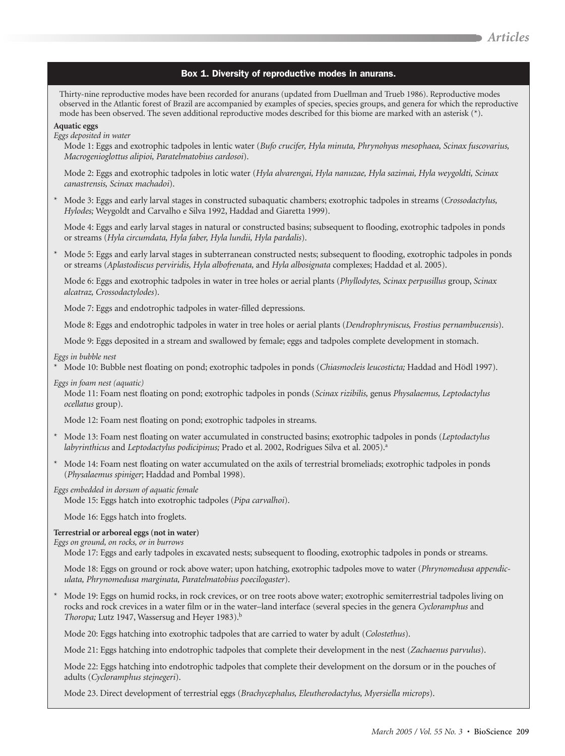## Box 1. Diversity of reproductive modes in anurans.

Thirty-nine reproductive modes have been recorded for anurans (updated from Duellman and Trueb 1986). Reproductive modes observed in the Atlantic forest of Brazil are accompanied by examples of species, species groups, and genera for which the reproductive mode has been observed. The seven additional reproductive modes described for this biome are marked with an asterisk (*).

**Aquatic eggs**

*Eggs deposited in water*

Mode 1: Eggs and exotrophic tadpoles in lentic water (*Bufo crucifer, Hyla minuta, Phrynohyas mesophaea, Scinax fuscovarius, Macrogenioglottus alipioi, Paratelmatobius cardosoi*).

Mode 2: Eggs and exotrophic tadpoles in lotic water (*Hyla alvarengai, Hyla nanuzae, Hyla sazimai, Hyla weygoldti, Scinax canastrensis, Scinax machadoi*).

\* Mode 3: Eggs and early larval stages in constructed subaquatic chambers; exotrophic tadpoles in streams (*Crossodactylus, Hylodes;* Weygoldt and Carvalho e Silva 1992, Haddad and Giaretta 1999).

Mode 4: Eggs and early larval stages in natural or constructed basins; subsequent to flooding, exotrophic tadpoles in ponds or streams (*Hyla circumdata, Hyla faber, Hyla lundii, Hyla pardalis*).

\* Mode 5: Eggs and early larval stages in subterranean constructed nests; subsequent to flooding, exotrophic tadpoles in ponds or streams (*Aplastodiscus perviridis, Hyla albofrenata,* and *Hyla albosignata* complexes; Haddad et al. 2005).

Mode 6: Eggs and exotrophic tadpoles in water in tree holes or aerial plants (*Phyllodytes, Scinax perpusillus* group, *Scinax alcatraz, Crossodactylodes*).

Mode 7: Eggs and endotrophic tadpoles in water-filled depressions.

Mode 8: Eggs and endotrophic tadpoles in water in tree holes or aerial plants (*Dendrophryniscus, Frostius pernambucensis*).

Mode 9: Eggs deposited in a stream and swallowed by female; eggs and tadpoles complete development in stomach.

*Eggs in bubble nest*

\* Mode 10: Bubble nest floating on pond; exotrophic tadpoles in ponds (*Chiasmocleis leucosticta;* Haddad and Hödl 1997).

*Eggs in foam nest (aquatic)*

Mode 11: Foam nest floating on pond; exotrophic tadpoles in ponds (*Scinax rizibilis,* genus *Physalaemus, Leptodactylus ocellatus* group).

Mode 12: Foam nest floating on pond; exotrophic tadpoles in streams.

\* Mode 13: Foam nest floating on water accumulated in constructed basins; exotrophic tadpoles in ponds (*Leptodactylus labyrinthicus* and *Leptodactylus podicipinus;* Prado et al. 2002, Rodrigues Silva et al. 2005).[a]

\* Mode 14: Foam nest floating on water accumulated on the axils of terrestrial bromeliads; exotrophic tadpoles in ponds (*Physalaemus spiniger*; Haddad and Pombal 1998).

*Eggs embedded in dorsum of aquatic female*

Mode 15: Eggs hatch into exotrophic tadpoles (*Pipa carvalhoi*).

Mode 16: Eggs hatch into froglets.

**Terrestrial or arboreal eggs (not in water)**

*Eggs on ground, on rocks, or in burrows*

Mode 17: Eggs and early tadpoles in excavated nests; subsequent to flooding, exotrophic tadpoles in ponds or streams.

Mode 18: Eggs on ground or rock above water; upon hatching, exotrophic tadpoles move to water (*Phrynomedusa appendiculata, Phrynomedusa marginata, Paratelmatobius poecilogaster*).

\* Mode 19: Eggs on humid rocks, in rock crevices, or on tree roots above water; exotrophic semiterrestrial tadpoles living on rocks and rock crevices in a water film or in the water–land interface (several species in the genera *Cycloramphus* and *Thoropa;* Lutz 1947, Wassersug and Heyer 1983).[b]

Mode 20: Eggs hatching into exotrophic tadpoles that are carried to water by adult (*Colostethus*).

Mode 21: Eggs hatching into endotrophic tadpoles that complete their development in the nest (*Zachaenus parvulus*).

Mode 22: Eggs hatching into endotrophic tadpoles that complete their development on the dorsum or in the pouches of adults (*Cycloramphus stejnegeri*).

Mode 23. Direct development of terrestrial eggs (*Brachycephalus, Eleutherodactylus, Myersiella microps*).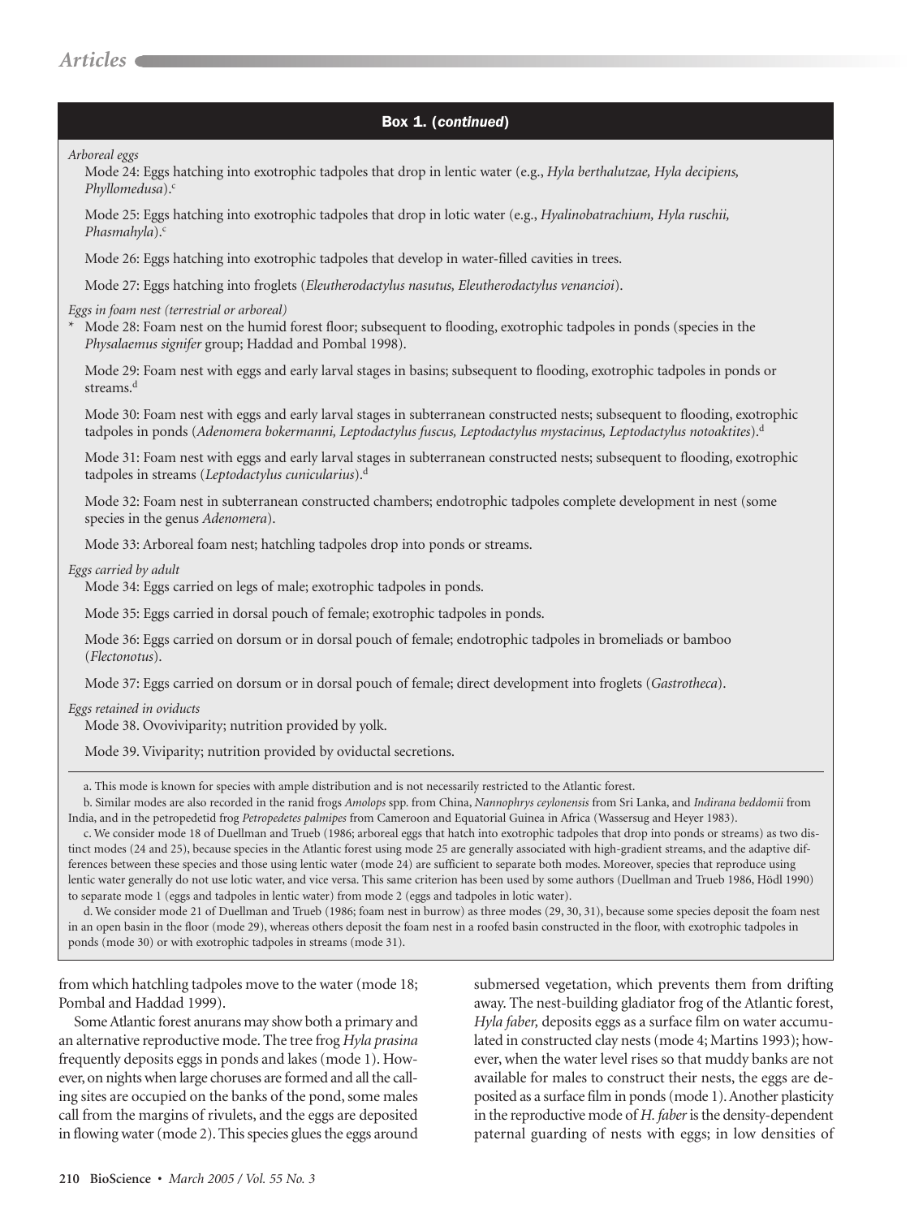## Box 1. (*continued*)

*Arboreal eggs*

Mode 24: Eggs hatching into exotrophic tadpoles that drop in lentic water (e.g., *Hyla berthalutzae, Hyla decipiens, Phyllomedusa*).[c]

Mode 25: Eggs hatching into exotrophic tadpoles that drop in lotic water (e.g., *Hyalinobatrachium, Hyla ruschii, Phasmahyla*).[c]

Mode 26: Eggs hatching into exotrophic tadpoles that develop in water-filled cavities in trees.

Mode 27: Eggs hatching into froglets (*Eleutherodactylus nasutus, Eleutherodactylus venancioi*).

*Eggs in foam nest (terrestrial or arboreal)*

\* Mode 28: Foam nest on the humid forest floor; subsequent to flooding, exotrophic tadpoles in ponds (species in the *Physalaemus signifer* group; Haddad and Pombal 1998).

Mode 29: Foam nest with eggs and early larval stages in basins; subsequent to flooding, exotrophic tadpoles in ponds or streams.[d]

Mode 30: Foam nest with eggs and early larval stages in subterranean constructed nests; subsequent to flooding, exotrophic tadpoles in ponds (*Adenomera bokermanni, Leptodactylus fuscus, Leptodactylus mystacinus, Leptodactylus notoaktites*).[d]

Mode 31: Foam nest with eggs and early larval stages in subterranean constructed nests; subsequent to flooding, exotrophic tadpoles in streams (*Leptodactylus cunicularius*).[d]

Mode 32: Foam nest in subterranean constructed chambers; endotrophic tadpoles complete development in nest (some species in the genus *Adenomera*).

Mode 33: Arboreal foam nest; hatchling tadpoles drop into ponds or streams.

*Eggs carried by adult*

Mode 34: Eggs carried on legs of male; exotrophic tadpoles in ponds.

Mode 35: Eggs carried in dorsal pouch of female; exotrophic tadpoles in ponds.

Mode 36: Eggs carried on dorsum or in dorsal pouch of female; endotrophic tadpoles in bromeliads or bamboo (*Flectonotus*).

Mode 37: Eggs carried on dorsum or in dorsal pouch of female; direct development into froglets (*Gastrotheca*).

*Eggs retained in oviducts*

Mode 38. Ovoviviparity; nutrition provided by yolk.

Mode 39. Viviparity; nutrition provided by oviductal secretions.

---

a. This mode is known for species with ample distribution and is not necessarily restricted to the Atlantic forest.

b. Similar modes are also recorded in the ranid frogs *Amolops* spp. from China, *Nannophrys ceylonensis* from Sri Lanka, and *Indirana beddomii* from India, and in the petropedetid frog *Petropedetes palmipes* from Cameroon and Equatorial Guinea in Africa (Wassersug and Heyer 1983).

c. We consider mode 18 of Duellman and Trueb (1986; arboreal eggs that hatch into exotrophic tadpoles that drop into ponds or streams) as two distinct modes (24 and 25), because species in the Atlantic forest using mode 25 are generally associated with high-gradient streams, and the adaptive differences between these species and those using lentic water (mode 24) are sufficient to separate both modes. Moreover, species that reproduce using lentic water generally do not use lotic water, and vice versa. This same criterion has been used by some authors (Duellman and Trueb 1986, Hödl 1990) to separate mode 1 (eggs and tadpoles in lentic water) from mode 2 (eggs and tadpoles in lotic water).

d. We consider mode 21 of Duellman and Trueb (1986; foam nest in burrow) as three modes (29, 30, 31), because some species deposit the foam nest in an open basin in the floor (mode 29), whereas others deposit the foam nest in a roofed basin constructed in the floor, with exotrophic tadpoles in ponds (mode 30) or with exotrophic tadpoles in streams (mode 31).

---

from which hatchling tadpoles move to the water (mode 18; Pombal and Haddad 1999).

Some Atlantic forest anurans may show both a primary and an alternative reproductive mode. The tree frog *Hyla prasina* frequently deposits eggs in ponds and lakes (mode 1). However, on nights when large choruses are formed and all the calling sites are occupied on the banks of the pond, some males call from the margins of rivulets, and the eggs are deposited in flowing water (mode 2). This species glues the eggs around submersed vegetation, which prevents them from drifting away. The nest-building gladiator frog of the Atlantic forest, *Hyla faber,* deposits eggs as a surface film on water accumulated in constructed clay nests (mode 4; Martins 1993); however, when the water level rises so that muddy banks are not available for males to construct their nests, the eggs are deposited as a surface film in ponds (mode 1). Another plasticity in the reproductive mode of *H. faber* is the density-dependent paternal guarding of nests with eggs; in low densities of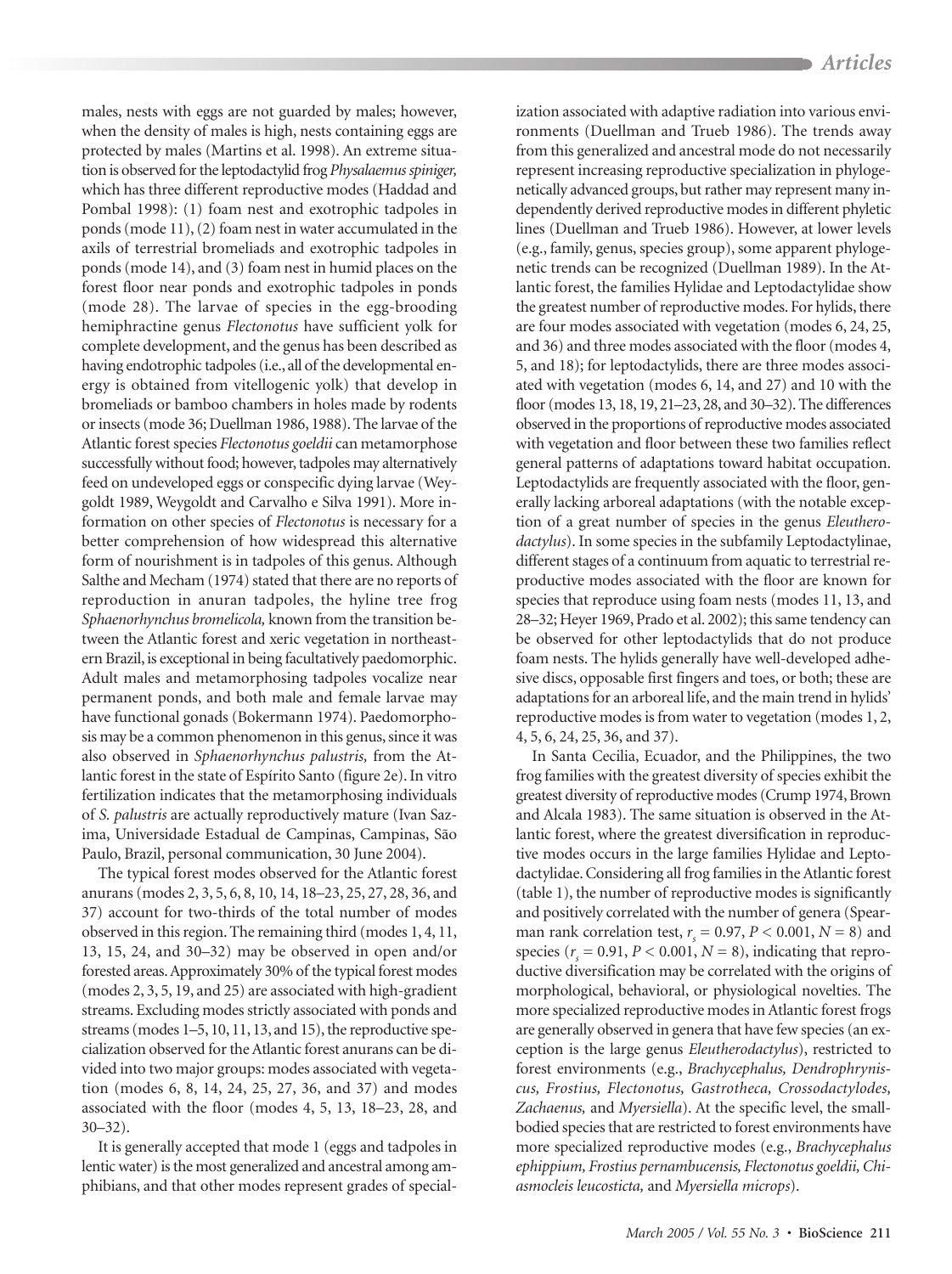males, nests with eggs are not guarded by males; however, when the density of males is high, nests containing eggs are protected by males (Martins et al. 1998). An extreme situation is observed for the leptodactylid frog *Physalaemus spiniger,* which has three different reproductive modes (Haddad and Pombal 1998): (1) foam nest and exotrophic tadpoles in ponds (mode 11), (2) foam nest in water accumulated in the axils of terrestrial bromeliads and exotrophic tadpoles in ponds (mode 14), and (3) foam nest in humid places on the forest floor near ponds and exotrophic tadpoles in ponds (mode 28). The larvae of species in the egg-brooding hemiphractine genus *Flectonotus* have sufficient yolk for complete development, and the genus has been described as having endotrophic tadpoles (i.e., all of the developmental energy is obtained from vitellogenic yolk) that develop in bromeliads or bamboo chambers in holes made by rodents or insects (mode 36; Duellman 1986, 1988). The larvae of the Atlantic forest species *Flectonotus goeldii* can metamorphose successfully without food; however, tadpoles may alternatively feed on undeveloped eggs or conspecific dying larvae (Weygoldt 1989, Weygoldt and Carvalho e Silva 1991). More information on other species of *Flectonotus* is necessary for a better comprehension of how widespread this alternative form of nourishment is in tadpoles of this genus. Although Salthe and Mecham (1974) stated that there are no reports of reproduction in anuran tadpoles, the hyline tree frog *Sphaenorhynchus bromelicola,* known from the transition between the Atlantic forest and xeric vegetation in northeastern Brazil, is exceptional in being facultatively paedomorphic. Adult males and metamorphosing tadpoles vocalize near permanent ponds, and both male and female larvae may have functional gonads (Bokermann 1974). Paedomorphosis may be a common phenomenon in this genus, since it was also observed in *Sphaenorhynchus palustris,* from the Atlantic forest in the state of Espírito Santo (figure 2e). In vitro fertilization indicates that the metamorphosing individuals of *S. palustris* are actually reproductively mature (Ivan Sazima, Universidade Estadual de Campinas, Campinas, São Paulo, Brazil, personal communication, 30 June 2004).

The typical forest modes observed for the Atlantic forest anurans (modes 2, 3, 5, 6, 8, 10, 14, 18–23, 25, 27, 28, 36, and 37) account for two-thirds of the total number of modes observed in this region. The remaining third (modes 1, 4, 11, 13, 15, 24, and 30–32) may be observed in open and/or forested areas. Approximately 30% of the typical forest modes (modes 2, 3, 5, 19, and 25) are associated with high-gradient streams. Excluding modes strictly associated with ponds and streams (modes 1–5, 10, 11, 13, and 15), the reproductive specialization observed for the Atlantic forest anurans can be divided into two major groups: modes associated with vegetation (modes 6, 8, 14, 24, 25, 27, 36, and 37) and modes associated with the floor (modes 4, 5, 13, 18–23, 28, and 30–32).

It is generally accepted that mode 1 (eggs and tadpoles in lentic water) is the most generalized and ancestral among amphibians, and that other modes represent grades of specialization associated with adaptive radiation into various environments (Duellman and Trueb 1986). The trends away from this generalized and ancestral mode do not necessarily represent increasing reproductive specialization in phylogenetically advanced groups, but rather may represent many independently derived reproductive modes in different phyletic lines (Duellman and Trueb 1986). However, at lower levels (e.g., family, genus, species group), some apparent phylogenetic trends can be recognized (Duellman 1989). In the Atlantic forest, the families Hylidae and Leptodactylidae show the greatest number of reproductive modes. For hylids, there are four modes associated with vegetation (modes 6, 24, 25, and 36) and three modes associated with the floor (modes 4, 5, and 18); for leptodactylids, there are three modes associated with vegetation (modes 6, 14, and 27) and 10 with the floor (modes 13, 18, 19, 21–23, 28, and 30–32). The differences observed in the proportions of reproductive modes associated with vegetation and floor between these two families reflect general patterns of adaptations toward habitat occupation. Leptodactylids are frequently associated with the floor, generally lacking arboreal adaptations (with the notable exception of a great number of species in the genus *Eleutherodactylus*). In some species in the subfamily Leptodactylinae, different stages of a continuum from aquatic to terrestrial reproductive modes associated with the floor are known for species that reproduce using foam nests (modes 11, 13, and 28–32; Heyer 1969, Prado et al. 2002); this same tendency can be observed for other leptodactylids that do not produce foam nests. The hylids generally have well-developed adhesive discs, opposable first fingers and toes, or both; these are adaptations for an arboreal life, and the main trend in hylids' reproductive modes is from water to vegetation (modes 1, 2, 4, 5, 6, 24, 25, 36, and 37).

In Santa Cecilia, Ecuador, and the Philippines, the two frog families with the greatest diversity of species exhibit the greatest diversity of reproductive modes (Crump 1974, Brown and Alcala 1983). The same situation is observed in the Atlantic forest, where the greatest diversification in reproductive modes occurs in the large families Hylidae and Leptodactylidae. Considering all frog families in the Atlantic forest (table 1), the number of reproductive modes is significantly and positively correlated with the number of genera (Spearman rank correlation test, $r_s = 0.97$, $P < 0.001$, $N = 8$) and species ($r_s = 0.91$, $P < 0.001$, $N = 8$), indicating that reproductive diversification may be correlated with the origins of morphological, behavioral, or physiological novelties. The more specialized reproductive modes in Atlantic forest frogs are generally observed in genera that have few species (an exception is the large genus *Eleutherodactylus*), restricted to forest environments (e.g., *Brachycephalus, Dendrophryniscus, Frostius, Flectonotus, Gastrotheca, Crossodactylodes, Zachaenus,* and *Myersiella*). At the specific level, the small-bodied species that are restricted to forest environments have more specialized reproductive modes (e.g., *Brachycephalus ephippium, Frostius pernambucensis, Flectonotus goeldii, Chiasmocleis leucosticta,* and *Myersiella microps*).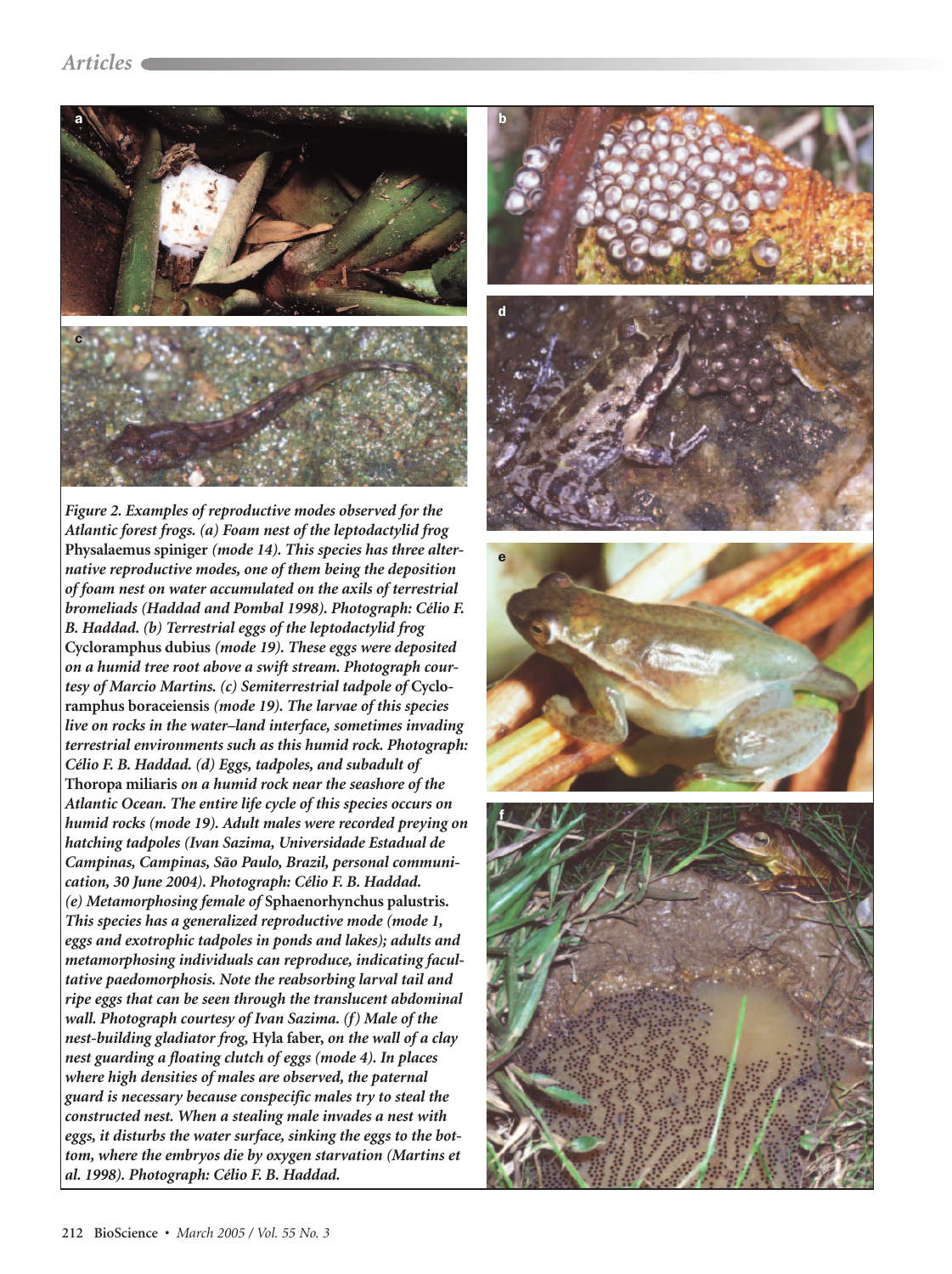*Figure 2. Examples of reproductive modes observed for the Atlantic forest frogs. (a) Foam nest of the leptodactylid frog* **Physalaemus spiniger** *(mode 14). This species has three alternative reproductive modes, one of them being the deposition of foam nest on water accumulated on the axils of terrestrial bromeliads (Haddad and Pombal 1998). Photograph: Célio F. B. Haddad. (b) Terrestrial eggs of the leptodactylid frog* **Cycloramphus dubius** *(mode 19). These eggs were deposited on a humid tree root above a swift stream. Photograph courtesy of Marcio Martins. (c) Semiterrestrial tadpole of* **Cycloramphus boraceiensis** *(mode 19). The larvae of this species live on rocks in the water–land interface, sometimes invading terrestrial environments such as this humid rock. Photograph: Célio F. B. Haddad. (d) Eggs, tadpoles, and subadult of* **Thoropa miliaris** *on a humid rock near the seashore of the Atlantic Ocean. The entire life cycle of this species occurs on humid rocks (mode 19). Adult males were recorded preying on hatching tadpoles (Ivan Sazima, Universidade Estadual de Campinas, Campinas, São Paulo, Brazil, personal communication, 30 June 2004). Photograph: Célio F. B. Haddad. (e) Metamorphosing female of* **Sphaenorhynchus palustris.** *This species has a generalized reproductive mode (mode 1, eggs and exotrophic tadpoles in ponds and lakes); adults and metamorphosing individuals can reproduce, indicating facultative paedomorphosis. Note the reabsorbing larval tail and ripe eggs that can be seen through the translucent abdominal wall. Photograph courtesy of Ivan Sazima. (f) Male of the nest-building gladiator frog,* **Hyla faber,** *on the wall of a clay nest guarding a floating clutch of eggs (mode 4). In places where high densities of males are observed, the paternal guard is necessary because conspecific males try to steal the constructed nest. When a stealing male invades a nest with eggs, it disturbs the water surface, sinking the eggs to the bottom, where the embryos die by oxygen starvation (Martins et al. 1998). Photograph: Célio F. B. Haddad.*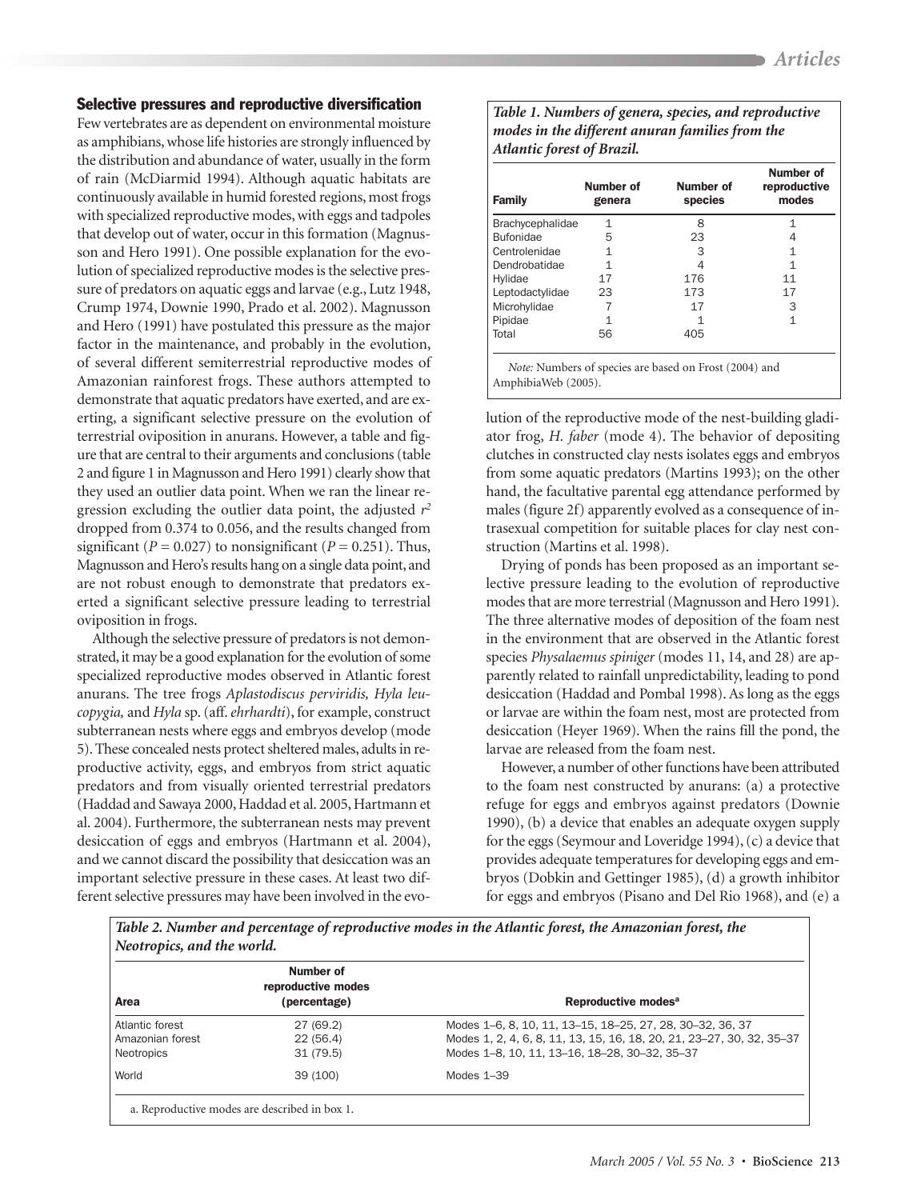## Selective pressures and reproductive diversification

Few vertebrates are as dependent on environmental moisture as amphibians, whose life histories are strongly influenced by the distribution and abundance of water, usually in the form of rain (McDiarmid 1994). Although aquatic habitats are continuously available in humid forested regions, most frogs with specialized reproductive modes, with eggs and tadpoles that develop out of water, occur in this formation (Magnusson and Hero 1991). One possible explanation for the evolution of specialized reproductive modes is the selective pressure of predators on aquatic eggs and larvae (e.g., Lutz 1948, Crump 1974, Downie 1990, Prado et al. 2002). Magnusson and Hero (1991) have postulated this pressure as the major factor in the maintenance, and probably in the evolution, of several different semiterrestrial reproductive modes of Amazonian rainforest frogs. These authors attempted to demonstrate that aquatic predators have exerted, and are exerting, a significant selective pressure on the evolution of terrestrial oviposition in anurans. However, a table and figure that are central to their arguments and conclusions (table 2 and figure 1 in Magnusson and Hero 1991) clearly show that they used an outlier data point. When we ran the linear regression excluding the outlier data point, the adjusted $r^2$ dropped from 0.374 to 0.056, and the results changed from significant ($P = 0.027$) to nonsignificant ($P = 0.251$). Thus, Magnusson and Hero's results hang on a single data point, and are not robust enough to demonstrate that predators exerted a significant selective pressure leading to terrestrial oviposition in frogs.

Although the selective pressure of predators is not demonstrated, it may be a good explanation for the evolution of some specialized reproductive modes observed in Atlantic forest anurans. The tree frogs *Aplastodiscus perviridis, Hyla leucopygia,* and *Hyla* sp. (aff. *ehrhardti*), for example, construct subterranean nests where eggs and embryos develop (mode 5). These concealed nests protect sheltered males, adults in reproductive activity, eggs, and embryos from strict aquatic predators and from visually oriented terrestrial predators (Haddad and Sawaya 2000, Haddad et al. 2005, Hartmann et al. 2004). Furthermore, the subterranean nests may prevent desiccation of eggs and embryos (Hartmann et al. 2004), and we cannot discard the possibility that desiccation was an important selective pressure in these cases. At least two different selective pressures may have been involved in the evolution of the reproductive mode of the nest-building gladiator frog, *H. faber* (mode 4). The behavior of depositing clutches in constructed clay nests isolates eggs and embryos from some aquatic predators (Martins 1993); on the other hand, the facultative parental egg attendance performed by males (figure 2f) apparently evolved as a consequence of intrasexual competition for suitable places for clay nest construction (Martins et al. 1998).

*Table 1. Numbers of genera, species, and reproductive modes in the different anuran families from the Atlantic forest of Brazil.*

| Family | Number of genera | Number of species | Number of reproductive modes |
|---|---|---|---|
| Brachycephalidae | 1 | 8 | 1 |
| Bufonidae | 5 | 23 | 4 |
| Centrolenidae | 1 | 3 | 1 |
| Dendrobatidae | 1 | 4 | 1 |
| Hylidae | 17 | 176 | 11 |
| Leptodactylidae | 23 | 173 | 17 |
| Microhylidae | 7 | 17 | 3 |
| Pipidae | 1 | 1 | 1 |
| Total | 56 | 405 | |

*Note:* Numbers of species are based on Frost (2004) and AmphibiaWeb (2005).

Drying of ponds has been proposed as an important selective pressure leading to the evolution of reproductive modes that are more terrestrial (Magnusson and Hero 1991). The three alternative modes of deposition of the foam nest in the environment that are observed in the Atlantic forest species *Physalaemus spiniger* (modes 11, 14, and 28) are apparently related to rainfall unpredictability, leading to pond desiccation (Haddad and Pombal 1998). As long as the eggs or larvae are within the foam nest, most are protected from desiccation (Heyer 1969). When the rains fill the pond, the larvae are released from the foam nest.

However, a number of other functions have been attributed to the foam nest constructed by anurans: (a) a protective refuge for eggs and embryos against predators (Downie 1990), (b) a device that enables an adequate oxygen supply for the eggs (Seymour and Loveridge 1994), (c) a device that provides adequate temperatures for developing eggs and embryos (Dobkin and Gettinger 1985), (d) a growth inhibitor for eggs and embryos (Pisano and Del Rio 1968), and (e) a

*Table 2. Number and percentage of reproductive modes in the Atlantic forest, the Amazonian forest, the Neotropics, and the world.*

| Area | Number of reproductive modes (percentage) | Reproductive modes[a] |
|---|---|---|
| Atlantic forest | 27 (69.2) | Modes 1–6, 8, 10, 11, 13–15, 18–25, 27, 28, 30–32, 36, 37 |
| Amazonian forest | 22 (56.4) | Modes 1, 2, 4, 6, 8, 11, 13, 15, 16, 18, 20, 21, 23–27, 30, 32, 35–37 |
| Neotropics | 31 (79.5) | Modes 1–8, 10, 11, 13–16, 18–28, 30–32, 35–37 |
| World | 39 (100) | Modes 1–39 |

a. Reproductive modes are described in box 1.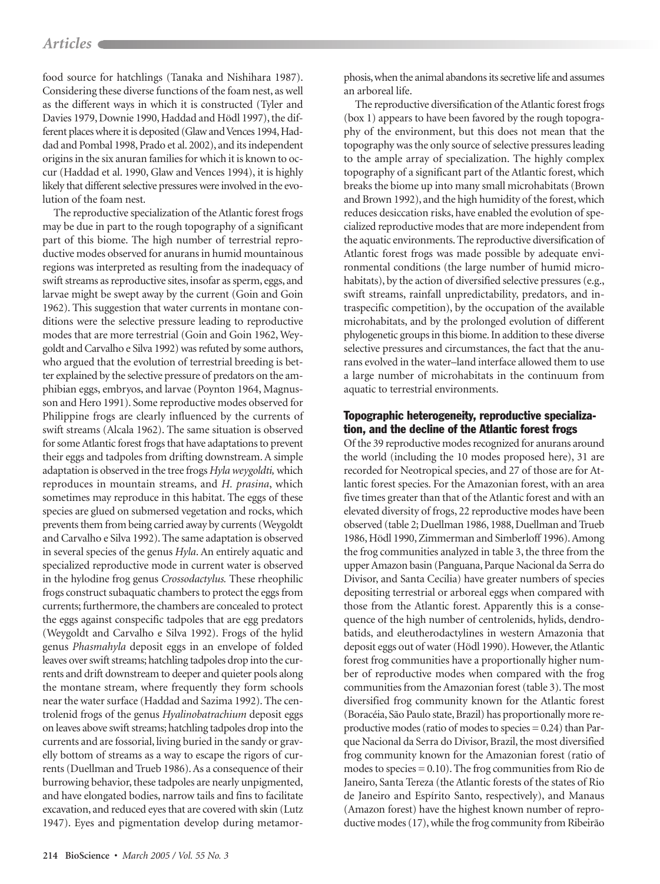food source for hatchlings (Tanaka and Nishihara 1987). Considering these diverse functions of the foam nest, as well as the different ways in which it is constructed (Tyler and Davies 1979, Downie 1990, Haddad and Hödl 1997), the different places where it is deposited (Glaw and Vences 1994, Haddad and Pombal 1998, Prado et al. 2002), and its independent origins in the six anuran families for which it is known to occur (Haddad et al. 1990, Glaw and Vences 1994), it is highly likely that different selective pressures were involved in the evolution of the foam nest.

The reproductive specialization of the Atlantic forest frogs may be due in part to the rough topography of a significant part of this biome. The high number of terrestrial reproductive modes observed for anurans in humid mountainous regions was interpreted as resulting from the inadequacy of swift streams as reproductive sites, insofar as sperm, eggs, and larvae might be swept away by the current (Goin and Goin 1962). This suggestion that water currents in montane conditions were the selective pressure leading to reproductive modes that are more terrestrial (Goin and Goin 1962, Weygoldt and Carvalho e Silva 1992) was refuted by some authors, who argued that the evolution of terrestrial breeding is better explained by the selective pressure of predators on the amphibian eggs, embryos, and larvae (Poynton 1964, Magnusson and Hero 1991). Some reproductive modes observed for Philippine frogs are clearly influenced by the currents of swift streams (Alcala 1962). The same situation is observed for some Atlantic forest frogs that have adaptations to prevent their eggs and tadpoles from drifting downstream. A simple adaptation is observed in the tree frogs *Hyla weygoldti,* which reproduces in mountain streams, and *H. prasina*, which sometimes may reproduce in this habitat. The eggs of these species are glued on submersed vegetation and rocks, which prevents them from being carried away by currents (Weygoldt and Carvalho e Silva 1992). The same adaptation is observed in several species of the genus *Hyla*. An entirely aquatic and specialized reproductive mode in current water is observed in the hylodine frog genus *Crossodactylus.* These rheophilic frogs construct subaquatic chambers to protect the eggs from currents; furthermore, the chambers are concealed to protect the eggs against conspecific tadpoles that are egg predators (Weygoldt and Carvalho e Silva 1992). Frogs of the hylid genus *Phasmahyla* deposit eggs in an envelope of folded leaves over swift streams; hatchling tadpoles drop into the currents and drift downstream to deeper and quieter pools along the montane stream, where frequently they form schools near the water surface (Haddad and Sazima 1992). The centrolenid frogs of the genus *Hyalinobatrachium* deposit eggs on leaves above swift streams; hatchling tadpoles drop into the currents and are fossorial, living buried in the sandy or gravelly bottom of streams as a way to escape the rigors of currents (Duellman and Trueb 1986). As a consequence of their burrowing behavior, these tadpoles are nearly unpigmented, and have elongated bodies, narrow tails and fins to facilitate excavation, and reduced eyes that are covered with skin (Lutz 1947). Eyes and pigmentation develop during metamorphosis, when the animal abandons its secretive life and assumes an arboreal life.

The reproductive diversification of the Atlantic forest frogs (box 1) appears to have been favored by the rough topography of the environment, but this does not mean that the topography was the only source of selective pressures leading to the ample array of specialization. The highly complex topography of a significant part of the Atlantic forest, which breaks the biome up into many small microhabitats (Brown and Brown 1992), and the high humidity of the forest, which reduces desiccation risks, have enabled the evolution of specialized reproductive modes that are more independent from the aquatic environments. The reproductive diversification of Atlantic forest frogs was made possible by adequate environmental conditions (the large number of humid microhabitats), by the action of diversified selective pressures (e.g., swift streams, rainfall unpredictability, predators, and intraspecific competition), by the occupation of the available microhabitats, and by the prolonged evolution of different phylogenetic groups in this biome. In addition to these diverse selective pressures and circumstances, the fact that the anurans evolved in the water–land interface allowed them to use a large number of microhabitats in the continuum from aquatic to terrestrial environments.

## Topographic heterogeneity, reproductive specialization, and the decline of the Atlantic forest frogs

Of the 39 reproductive modes recognized for anurans around the world (including the 10 modes proposed here), 31 are recorded for Neotropical species, and 27 of those are for Atlantic forest species. For the Amazonian forest, with an area five times greater than that of the Atlantic forest and with an elevated diversity of frogs, 22 reproductive modes have been observed (table 2; Duellman 1986, 1988, Duellman and Trueb 1986, Hödl 1990, Zimmerman and Simberloff 1996). Among the frog communities analyzed in table 3, the three from the upper Amazon basin (Panguana, Parque Nacional da Serra do Divisor, and Santa Cecilia) have greater numbers of species depositing terrestrial or arboreal eggs when compared with those from the Atlantic forest. Apparently this is a consequence of the high number of centrolenids, hylids, dendrobatids, and eleutherodactylines in western Amazonia that deposit eggs out of water (Hödl 1990). However, the Atlantic forest frog communities have a proportionally higher number of reproductive modes when compared with the frog communities from the Amazonian forest (table 3). The most diversified frog community known for the Atlantic forest (Boracéia, São Paulo state, Brazil) has proportionally more reproductive modes (ratio of modes to species = 0.24) than Parque Nacional da Serra do Divisor, Brazil, the most diversified frog community known for the Amazonian forest (ratio of modes to species = 0.10). The frog communities from Rio de Janeiro, Santa Tereza (the Atlantic forests of the states of Rio de Janeiro and Espírito Santo, respectively), and Manaus (Amazon forest) have the highest known number of reproductive modes (17), while the frog community from Ribeirão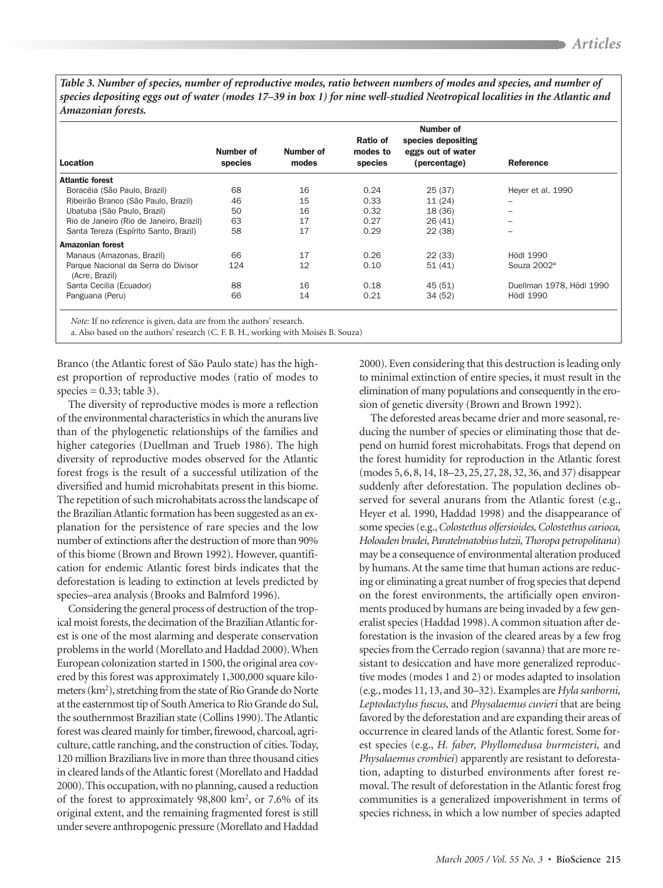*Table 3. Number of species, number of reproductive modes, ratio between numbers of modes and species, and number of species depositing eggs out of water (modes 17–39 in box 1) for nine well-studied Neotropical localities in the Atlantic and Amazonian forests.*

| Location | Number of species | Number of modes | Ratio of modes to species | Number of species depositing eggs out of water (percentage) | Reference |
|---|---|---|---|---|---|
| **Atlantic forest** | | | | | |
| Boracéia (São Paulo, Brazil) | 68 | 16 | 0.24 | 25 (37) | Heyer et al. 1990 |
| Ribeirão Branco (São Paulo, Brazil) | 46 | 15 | 0.33 | 11 (24) | – |
| Ubatuba (São Paulo, Brazil) | 50 | 16 | 0.32 | 18 (36) | – |
| Rio de Janeiro (Rio de Janeiro, Brazil) | 63 | 17 | 0.27 | 26 (41) | – |
| Santa Tereza (Espírito Santo, Brazil) | 58 | 17 | 0.29 | 22 (38) | – |
| **Amazonian forest** | | | | | |
| Manaus (Amazonas, Brazil) | 66 | 17 | 0.26 | 22 (33) | Hödl 1990 |
| Parque Nacional da Serra do Divisor (Acre, Brazil) | 124 | 12 | 0.10 | 51 (41) | Souza 2002[a] |
| Santa Cecilia (Ecuador) | 88 | 16 | 0.18 | 45 (51) | Duellman 1978, Hödl 1990 |
| Panguana (Peru) | 66 | 14 | 0.21 | 34 (52) | Hödl 1990 |

*Note:* If no reference is given, data are from the authors' research.

a. Also based on the authors' research (C. F. B. H., working with Moisés B. Souza)

Branco (the Atlantic forest of São Paulo state) has the highest proportion of reproductive modes (ratio of modes to species = 0.33; table 3).

The diversity of reproductive modes is more a reflection of the environmental characteristics in which the anurans live than of the phylogenetic relationships of the families and higher categories (Duellman and Trueb 1986). The high diversity of reproductive modes observed for the Atlantic forest frogs is the result of a successful utilization of the diversified and humid microhabitats present in this biome. The repetition of such microhabitats across the landscape of the Brazilian Atlantic formation has been suggested as an explanation for the persistence of rare species and the low number of extinctions after the destruction of more than 90% of this biome (Brown and Brown 1992). However, quantification for endemic Atlantic forest birds indicates that the deforestation is leading to extinction at levels predicted by species–area analysis (Brooks and Balmford 1996).

Considering the general process of destruction of the tropical moist forests, the decimation of the Brazilian Atlantic forest is one of the most alarming and desperate conservation problems in the world (Morellato and Haddad 2000). When European colonization started in 1500, the original area covered by this forest was approximately 1,300,000 square kilometers ($km^2$), stretching from the state of Rio Grande do Norte at the easternmost tip of South America to Rio Grande do Sul, the southernmost Brazilian state (Collins 1990). The Atlantic forest was cleared mainly for timber, firewood, charcoal, agriculture, cattle ranching, and the construction of cities. Today, 120 million Brazilians live in more than three thousand cities in cleared lands of the Atlantic forest (Morellato and Haddad 2000). This occupation, with no planning, caused a reduction of the forest to approximately 98,800 $km^2$, or 7.6% of its original extent, and the remaining fragmented forest is still under severe anthropogenic pressure (Morellato and Haddad 2000). Even considering that this destruction is leading only to minimal extinction of entire species, it must result in the elimination of many populations and consequently in the erosion of genetic diversity (Brown and Brown 1992).

The deforested areas became drier and more seasonal, reducing the number of species or eliminating those that depend on humid forest microhabitats. Frogs that depend on the forest humidity for reproduction in the Atlantic forest (modes 5, 6, 8, 14, 18–23, 25, 27, 28, 32, 36, and 37) disappear suddenly after deforestation. The population declines observed for several anurans from the Atlantic forest (e.g., Heyer et al. 1990, Haddad 1998) and the disappearance of some species (e.g., *Colostethus olfersioides, Colostethus carioca, Holoaden bradei, Paratelmatobius lutzii, Thoropa petropolitana*) may be a consequence of environmental alteration produced by humans. At the same time that human actions are reducing or eliminating a great number of frog species that depend on the forest environments, the artificially open environments produced by humans are being invaded by a few generalist species (Haddad 1998). A common situation after deforestation is the invasion of the cleared areas by a few frog species from the Cerrado region (savanna) that are more resistant to desiccation and have more generalized reproductive modes (modes 1 and 2) or modes adapted to insolation (e.g., modes 11, 13, and 30–32). Examples are *Hyla sanborni, Leptodactylus fuscus,* and *Physalaemus cuvieri* that are being favored by the deforestation and are expanding their areas of occurrence in cleared lands of the Atlantic forest. Some forest species (e.g., *H. faber, Phyllomedusa burmeisteri,* and *Physalaemus crombiei*) apparently are resistant to deforestation, adapting to disturbed environments after forest removal. The result of deforestation in the Atlantic forest frog communities is a generalized impoverishment in terms of species richness, in which a low number of species adapted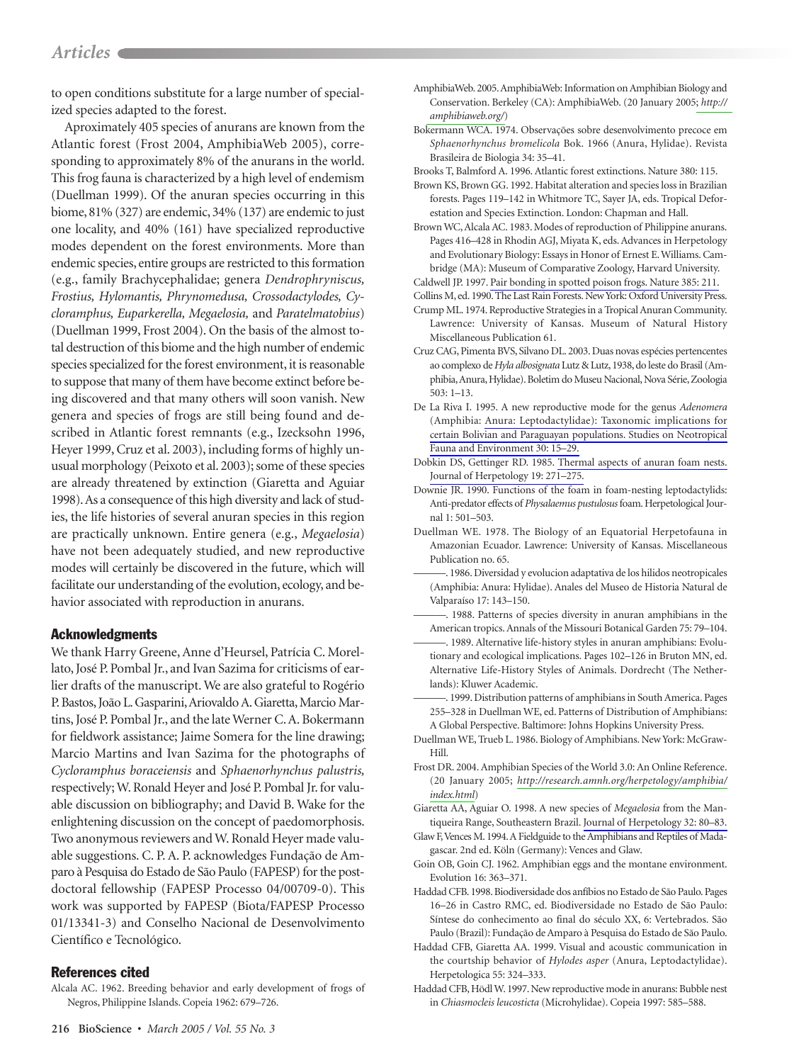to open conditions substitute for a large number of specialized species adapted to the forest.

Aproximately 405 species of anurans are known from the Atlantic forest (Frost 2004, AmphibiaWeb 2005), corresponding to approximately 8% of the anurans in the world. This frog fauna is characterized by a high level of endemism (Duellman 1999). Of the anuran species occurring in this biome, 81% (327) are endemic, 34% (137) are endemic to just one locality, and 40% (161) have specialized reproductive modes dependent on the forest environments. More than endemic species, entire groups are restricted to this formation (e.g., family Brachycephalidae; genera *Dendrophryniscus, Frostius, Hylomantis, Phrynomedusa, Crossodactylodes, Cycloramphus, Euparkerella, Megaelosia,* and *Paratelmatobius*) (Duellman 1999, Frost 2004). On the basis of the almost total destruction of this biome and the high number of endemic species specialized for the forest environment, it is reasonable to suppose that many of them have become extinct before being discovered and that many others will soon vanish. New genera and species of frogs are still being found and described in Atlantic forest remnants (e.g., Izecksohn 1996, Heyer 1999, Cruz et al. 2003), including forms of highly unusual morphology (Peixoto et al. 2003); some of these species are already threatened by extinction (Giaretta and Aguiar 1998). As a consequence of this high diversity and lack of studies, the life histories of several anuran species in this region are practically unknown. Entire genera (e.g., *Megaelosia*) have not been adequately studied, and new reproductive modes will certainly be discovered in the future, which will facilitate our understanding of the evolution, ecology, and behavior associated with reproduction in anurans.

## Acknowledgments

We thank Harry Greene, Anne d'Heursel, Patrícia C. Morellato, José P. Pombal Jr., and Ivan Sazima for criticisms of earlier drafts of the manuscript. We are also grateful to Rogério P. Bastos, João L. Gasparini, Ariovaldo A. Giaretta, Marcio Martins, José P. Pombal Jr., and the late Werner C. A. Bokermann for fieldwork assistance; Jaime Somera for the line drawing; Marcio Martins and Ivan Sazima for the photographs of *Cycloramphus boraceiensis* and *Sphaenorhynchus palustris,* respectively; W. Ronald Heyer and José P. Pombal Jr. for valuable discussion on bibliography; and David B. Wake for the enlightening discussion on the concept of paedomorphosis. Two anonymous reviewers and W. Ronald Heyer made valuable suggestions. C. P. A. P. acknowledges Fundação de Amparo à Pesquisa do Estado de São Paulo (FAPESP) for the postdoctoral fellowship (FAPESP Processo 04/00709-0). This work was supported by FAPESP (Biota/FAPESP Processo 01/13341-3) and Conselho Nacional de Desenvolvimento Científico e Tecnológico.

## References cited

Alcala AC. 1962. Breeding behavior and early development of frogs of Negros, Philippine Islands. Copeia 1962: 679–726.

AmphibiaWeb. 2005. AmphibiaWeb: Information on Amphibian Biology and Conservation. Berkeley (CA): AmphibiaWeb. (20 January 2005; *http://amphibiaweb.org/*)

Bokermann WCA. 1974. Observações sobre desenvolvimento precoce em *Sphaenorhynchus bromelicola* Bok. 1966 (Anura, Hylidae). Revista Brasileira de Biologia 34: 35–41.

Brooks T, Balmford A. 1996. Atlantic forest extinctions. Nature 380: 115.

Brown KS, Brown GG. 1992. Habitat alteration and species loss in Brazilian forests. Pages 119–142 in Whitmore TC, Sayer JA, eds. Tropical Deforestation and Species Extinction. London: Chapman and Hall.

Brown WC, Alcala AC. 1983. Modes of reproduction of Philippine anurans. Pages 416–428 in Rhodin AGJ, Miyata K, eds. Advances in Herpetology and Evolutionary Biology: Essays in Honor of Ernest E. Williams. Cambridge (MA): Museum of Comparative Zoology, Harvard University.

Caldwell JP. 1997. Pair bonding in spotted poison frogs. Nature 385: 211.

Collins M, ed. 1990. The Last Rain Forests. New York: Oxford University Press.

Crump ML. 1974. Reproductive Strategies in a Tropical Anuran Community. Lawrence: University of Kansas. Museum of Natural History Miscellaneous Publication 61.

Cruz CAG, Pimenta BVS, Silvano DL. 2003. Duas novas espécies pertencentes ao complexo de *Hyla albosignata* Lutz & Lutz, 1938, do leste do Brasil (Amphibia, Anura, Hylidae). Boletim do Museu Nacional, Nova Série, Zoologia 503: 1–13.

De La Riva I. 1995. A new reproductive mode for the genus *Adenomera* (Amphibia: Anura: Leptodactylidae): Taxonomic implications for certain Bolivian and Paraguayan populations. Studies on Neotropical Fauna and Environment 30: 15–29.

Dobkin DS, Gettinger RD. 1985. Thermal aspects of anuran foam nests. Journal of Herpetology 19: 271–275.

Downie JR. 1990. Functions of the foam in foam-nesting leptodactylids: Anti-predator effects of *Physalaemus pustulosus* foam. Herpetological Journal 1: 501–503.

Duellman WE. 1978. The Biology of an Equatorial Herpetofauna in Amazonian Ecuador. Lawrence: University of Kansas. Miscellaneous Publication no. 65.

———. 1986. Diversidad y evolucion adaptativa de los hilidos neotropicales (Amphibia: Anura: Hylidae). Anales del Museo de Historia Natural de Valparaíso 17: 143–150.

———. 1988. Patterns of species diversity in anuran amphibians in the American tropics. Annals of the Missouri Botanical Garden 75: 79–104.

———. 1989. Alternative life-history styles in anuran amphibians: Evolutionary and ecological implications. Pages 102–126 in Bruton MN, ed. Alternative Life-History Styles of Animals. Dordrecht (The Netherlands): Kluwer Academic.

———. 1999. Distribution patterns of amphibians in South America. Pages 255–328 in Duellman WE, ed. Patterns of Distribution of Amphibians: A Global Perspective. Baltimore: Johns Hopkins University Press.

Duellman WE, Trueb L. 1986. Biology of Amphibians. New York: McGraw-Hill.

Frost DR. 2004. Amphibian Species of the World 3.0: An Online Reference. (20 January 2005; *http://research.amnh.org/herpetology/amphibia/index.html*)

Giaretta AA, Aguiar O. 1998. A new species of *Megaelosia* from the Mantiqueira Range, Southeastern Brazil. Journal of Herpetology 32: 80–83.

Glaw F, Vences M. 1994. A Fieldguide to the Amphibians and Reptiles of Madagascar. 2nd ed. Köln (Germany): Vences and Glaw.

Goin OB, Goin CJ. 1962. Amphibian eggs and the montane environment. Evolution 16: 363–371.

Haddad CFB. 1998. Biodiversidade dos anfíbios no Estado de São Paulo. Pages 16–26 in Castro RMC, ed. Biodiversidade no Estado de São Paulo: Síntese do conhecimento ao final do século XX, 6: Vertebrados. São Paulo (Brazil): Fundação de Amparo à Pesquisa do Estado de São Paulo.

Haddad CFB, Giaretta AA. 1999. Visual and acoustic communication in the courtship behavior of *Hylodes asper* (Anura, Leptodactylidae). Herpetologica 55: 324–333.

Haddad CFB, Hödl W. 1997. New reproductive mode in anurans: Bubble nest in *Chiasmocleis leucosticta* (Microhylidae). Copeia 1997: 585–588.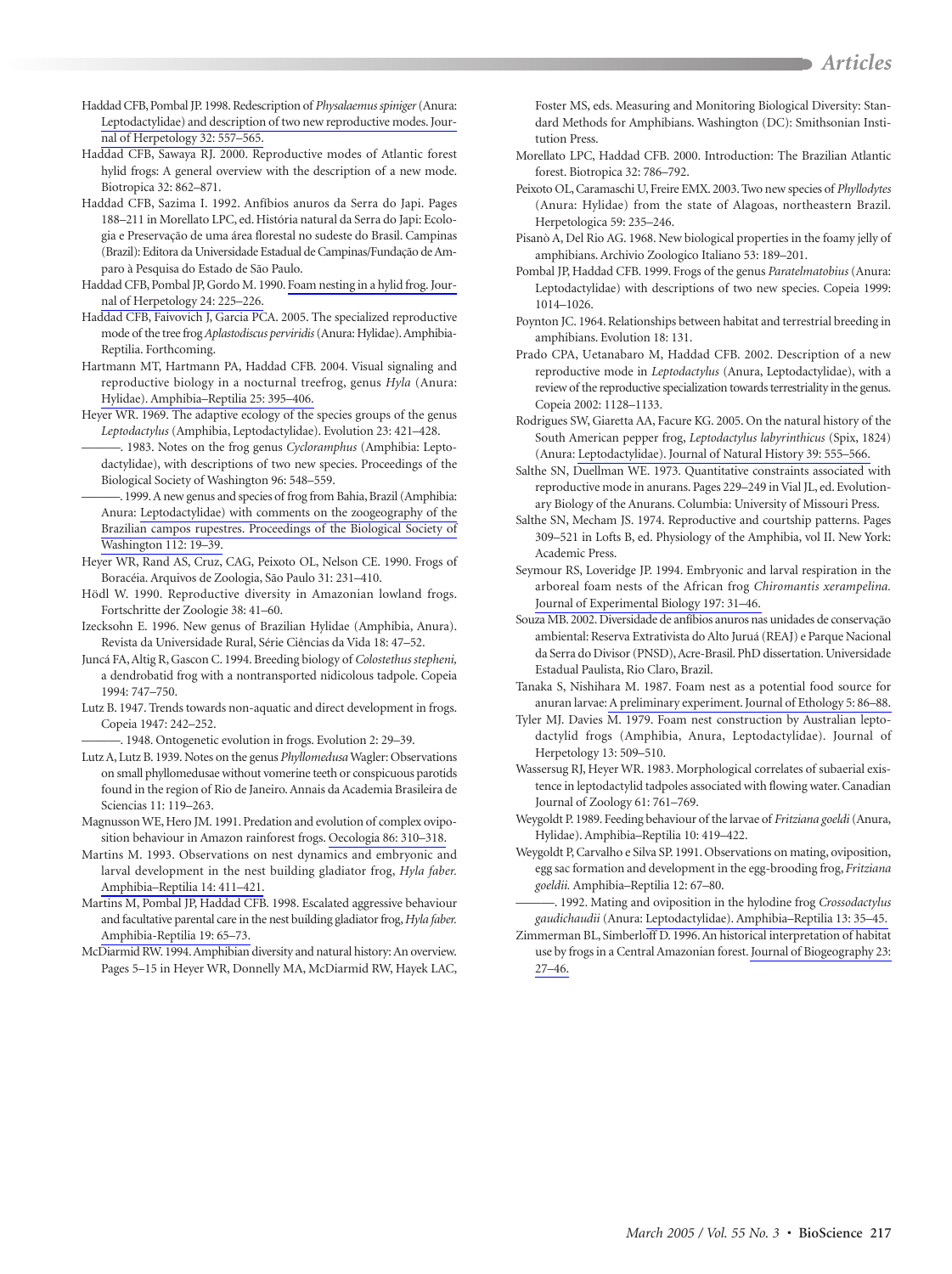Haddad CFB, Pombal JP. 1998. Redescription of *Physalaemus spiniger* (Anura: Leptodactylidae) and description of two new reproductive modes. Journal of Herpetology 32: 557–565.

Haddad CFB, Sawaya RJ. 2000. Reproductive modes of Atlantic forest hylid frogs: A general overview with the description of a new mode. Biotropica 32: 862–871.

Haddad CFB, Sazima I. 1992. Anfíbios anuros da Serra do Japi. Pages 188–211 in Morellato LPC, ed. História natural da Serra do Japi: Ecologia e Preservação de uma área florestal no sudeste do Brasil. Campinas (Brazil): Editora da Universidade Estadual de Campinas/Fundação de Amparo à Pesquisa do Estado de São Paulo.

Haddad CFB, Pombal JP, Gordo M. 1990. Foam nesting in a hylid frog. Journal of Herpetology 24: 225–226.

Haddad CFB, Faivovich J, Garcia PCA. 2005. The specialized reproductive mode of the tree frog *Aplastodiscus perviridis* (Anura: Hylidae). Amphibia-Reptilia. Forthcoming.

Hartmann MT, Hartmann PA, Haddad CFB. 2004. Visual signaling and reproductive biology in a nocturnal treefrog, genus *Hyla* (Anura: Hylidae). Amphibia–Reptilia 25: 395–406.

Heyer WR. 1969. The adaptive ecology of the species groups of the genus *Leptodactylus* (Amphibia, Leptodactylidae). Evolution 23: 421–428.

———. 1983. Notes on the frog genus *Cycloramphus* (Amphibia: Leptodactylidae), with descriptions of two new species. Proceedings of the Biological Society of Washington 96: 548–559.

———. 1999. A new genus and species of frog from Bahia, Brazil (Amphibia: Anura: Leptodactylidae) with comments on the zoogeography of the Brazilian campos rupestres. Proceedings of the Biological Society of Washington 112: 19–39.

Heyer WR, Rand AS, Cruz, CAG, Peixoto OL, Nelson CE. 1990. Frogs of Boracéia. Arquivos de Zoologia, São Paulo 31: 231–410.

Hödl W. 1990. Reproductive diversity in Amazonian lowland frogs. Fortschritte der Zoologie 38: 41–60.

Izecksohn E. 1996. New genus of Brazilian Hylidae (Amphibia, Anura). Revista da Universidade Rural, Série Ciências da Vida 18: 47–52.

Juncá FA, Altig R, Gascon C. 1994. Breeding biology of *Colostethus stepheni,* a dendrobatid frog with a nontransported nidicolous tadpole. Copeia 1994: 747–750.

Lutz B. 1947. Trends towards non-aquatic and direct development in frogs. Copeia 1947: 242–252.

———. 1948. Ontogenetic evolution in frogs. Evolution 2: 29–39.

Lutz A, Lutz B. 1939. Notes on the genus *Phyllomedusa* Wagler: Observations on small phyllomedusae without vomerine teeth or conspicuous parotids found in the region of Rio de Janeiro. Annais da Academia Brasileira de Sciencias 11: 119–263.

Magnusson WE, Hero JM. 1991. Predation and evolution of complex oviposition behaviour in Amazon rainforest frogs. Oecologia 86: 310–318.

Martins M. 1993. Observations on nest dynamics and embryonic and larval development in the nest building gladiator frog, *Hyla faber.* Amphibia–Reptilia 14: 411–421.

Martins M, Pombal JP, Haddad CFB. 1998. Escalated aggressive behaviour and facultative parental care in the nest building gladiator frog, *Hyla faber.* Amphibia-Reptilia 19: 65–73.

McDiarmid RW. 1994. Amphibian diversity and natural history: An overview. Pages 5–15 in Heyer WR, Donnelly MA, McDiarmid RW, Hayek LAC, Foster MS, eds. Measuring and Monitoring Biological Diversity: Standard Methods for Amphibians. Washington (DC): Smithsonian Institution Press.

Morellato LPC, Haddad CFB. 2000. Introduction: The Brazilian Atlantic forest. Biotropica 32: 786–792.

Peixoto OL, Caramaschi U, Freire EMX. 2003. Two new species of *Phyllodytes* (Anura: Hylidae) from the state of Alagoas, northeastern Brazil. Herpetologica 59: 235–246.

Pisanò A, Del Rio AG. 1968. New biological properties in the foamy jelly of amphibians. Archivio Zoologico Italiano 53: 189–201.

Pombal JP, Haddad CFB. 1999. Frogs of the genus *Paratelmatobius* (Anura: Leptodactylidae) with descriptions of two new species. Copeia 1999: 1014–1026.

Poynton JC. 1964. Relationships between habitat and terrestrial breeding in amphibians. Evolution 18: 131.

Prado CPA, Uetanabaro M, Haddad CFB. 2002. Description of a new reproductive mode in *Leptodactylus* (Anura, Leptodactylidae), with a review of the reproductive specialization towards terrestriality in the genus. Copeia 2002: 1128–1133.

Rodrigues SW, Giaretta AA, Facure KG. 2005. On the natural history of the South American pepper frog, *Leptodactylus labyrinthicus* (Spix, 1824) (Anura: Leptodactylidae). Journal of Natural History 39: 555–566.

Salthe SN, Duellman WE. 1973. Quantitative constraints associated with reproductive mode in anurans. Pages 229–249 in Vial JL, ed. Evolutionary Biology of the Anurans. Columbia: University of Missouri Press.

Salthe SN, Mecham JS. 1974. Reproductive and courtship patterns. Pages 309–521 in Lofts B, ed. Physiology of the Amphibia, vol II. New York: Academic Press.

Seymour RS, Loveridge JP. 1994. Embryonic and larval respiration in the arboreal foam nests of the African frog *Chiromantis xerampelina.* Journal of Experimental Biology 197: 31–46.

Souza MB. 2002. Diversidade de anfíbios anuros nas unidades de conservação ambiental: Reserva Extrativista do Alto Juruá (REAJ) e Parque Nacional da Serra do Divisor (PNSD), Acre-Brasil. PhD dissertation. Universidade Estadual Paulista, Rio Claro, Brazil.

Tanaka S, Nishihara M. 1987. Foam nest as a potential food source for anuran larvae: A preliminary experiment. Journal of Ethology 5: 86–88.

Tyler MJ. Davies M. 1979. Foam nest construction by Australian leptodactylid frogs (Amphibia, Anura, Leptodactylidae). Journal of Herpetology 13: 509–510.

Wassersug RJ, Heyer WR. 1983. Morphological correlates of subaerial existence in leptodactylid tadpoles associated with flowing water. Canadian Journal of Zoology 61: 761–769.

Weygoldt P. 1989. Feeding behaviour of the larvae of *Fritziana goeldi* (Anura, Hylidae). Amphibia–Reptilia 10: 419–422.

Weygoldt P, Carvalho e Silva SP. 1991. Observations on mating, oviposition, egg sac formation and development in the egg-brooding frog, *Fritziana goeldii.* Amphibia–Reptilia 12: 67–80.

———. 1992. Mating and oviposition in the hylodine frog *Crossodactylus gaudichaudii* (Anura: Leptodactylidae). Amphibia–Reptilia 13: 35–45.

Zimmerman BL, Simberloff D. 1996. An historical interpretation of habitat use by frogs in a Central Amazonian forest. Journal of Biogeography 23: 27–46.